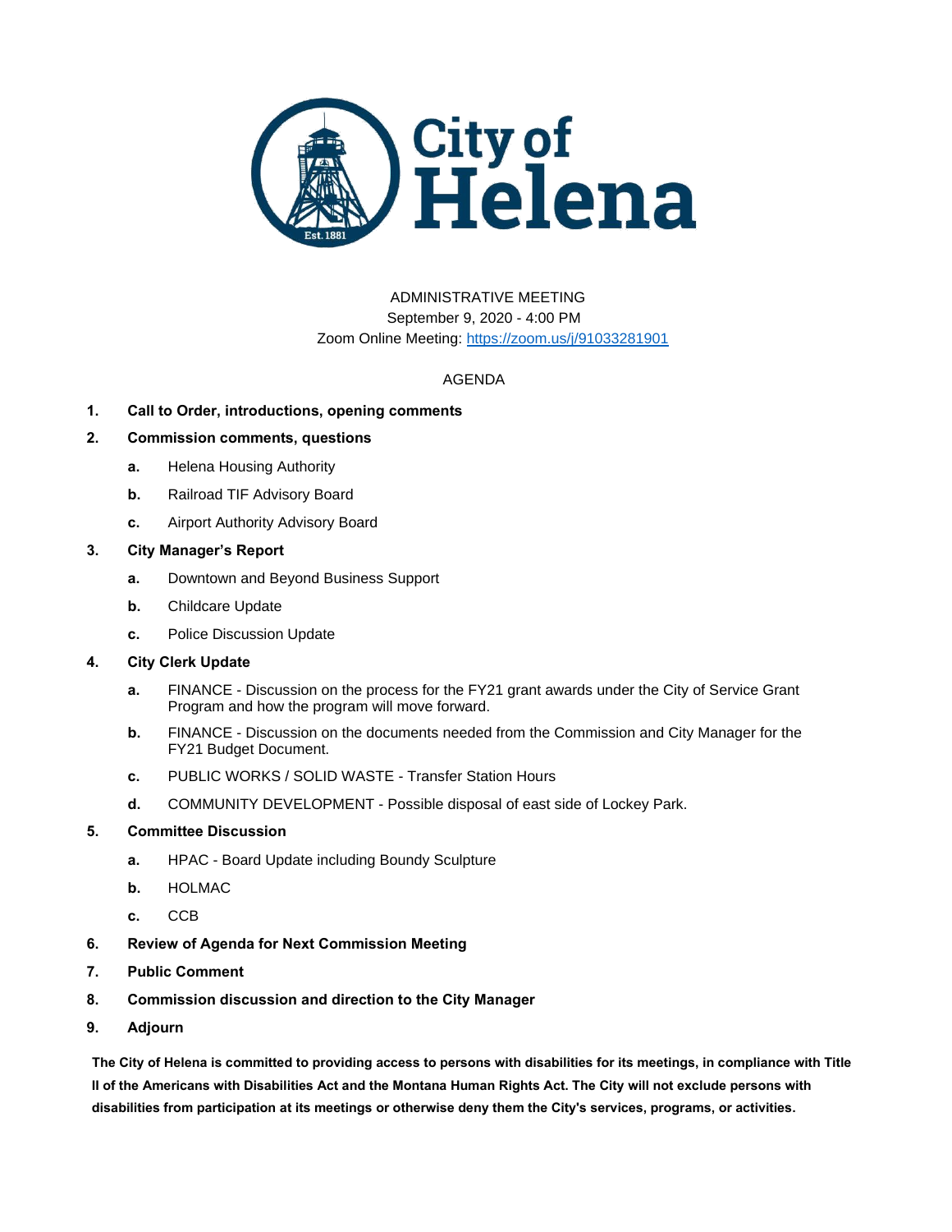City of Helena

ADMINISTRATIVE MEETING
September 9, 2020 - 4:00 PM
Zoom Online Meeting: https://zoom.us/j/91033281901

AGENDA

1. **Call to Order, introductions, opening comments**
2. **Commission comments, questions**
   - **a.** Helena Housing Authority
   - **b.** Railroad TIF Advisory Board
   - **c.** Airport Authority Advisory Board
3. **City Manager's Report**
   - **a.** Downtown and Beyond Business Support
   - **b.** Childcare Update
   - **c.** Police Discussion Update
4. **City Clerk Update**
   - **a.** FINANCE - Discussion on the process for the FY21 grant awards under the City of Service Grant Program and how the program will move forward.
   - **b.** FINANCE - Discussion on the documents needed from the Commission and City Manager for the FY21 Budget Document.
   - **c.** PUBLIC WORKS / SOLID WASTE - Transfer Station Hours
   - **d.** COMMUNITY DEVELOPMENT - Possible disposal of east side of Lockey Park.
5. **Committee Discussion**
   - **a.** HPAC - Board Update including Boundy Sculpture
   - **b.** HOLMAC
   - **c.** CCB
6. **Review of Agenda for Next Commission Meeting**
7. **Public Comment**
8. **Commission discussion and direction to the City Manager**
9. **Adjourn**

**The City of Helena is committed to providing access to persons with disabilities for its meetings, in compliance with Title II of the Americans with Disabilities Act and the Montana Human Rights Act. The City will not exclude persons with disabilities from participation at its meetings or otherwise deny them the City's services, programs, or activities.**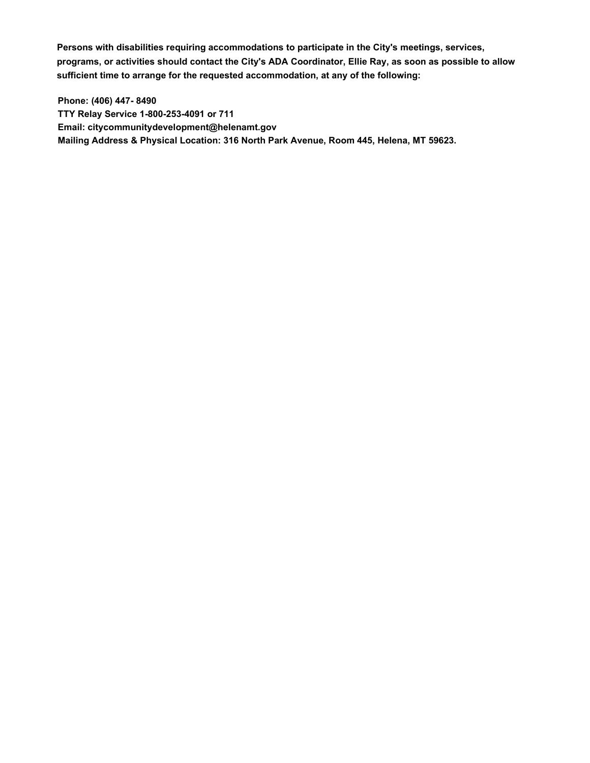**Persons with disabilities requiring accommodations to participate in the City's meetings, services, programs, or activities should contact the City's ADA Coordinator, Ellie Ray, as soon as possible to allow sufficient time to arrange for the requested accommodation, at any of the following:**

**Phone: (406) 447- 8490**
**TTY Relay Service 1-800-253-4091 or 711**
**Email: citycommunitydevelopment@helenamt.gov**
**Mailing Address & Physical Location: 316 North Park Avenue, Room 445, Helena, MT 59623.**